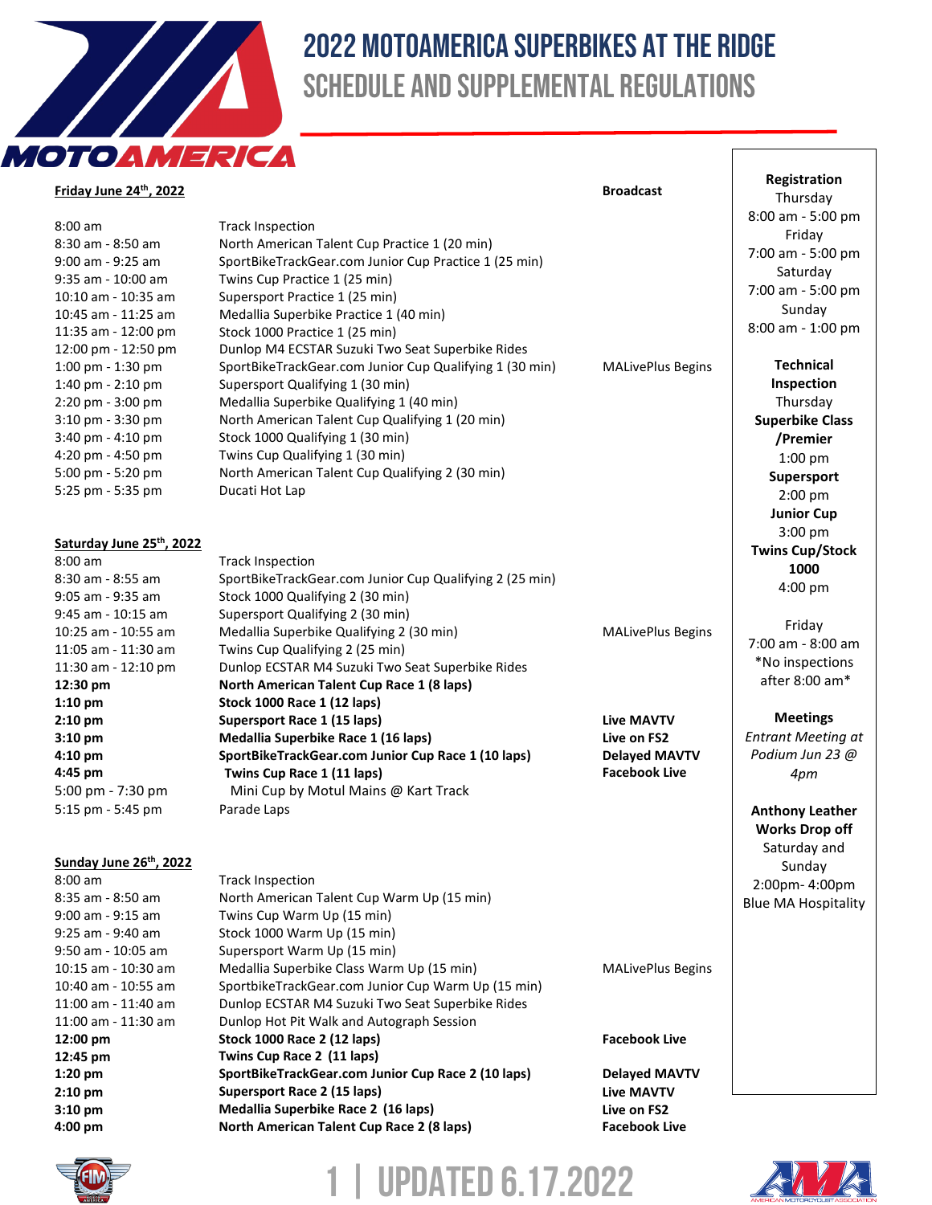# 2022 MOTOAMERICA SUPERBIKES AT THE RIDGE

## SCHEDULE AND SUPPLEMENTAL REGULATIONS

### Friday June 24th, 2022

| Time | Event | Broadcast |
|---|---|---|
| 8:00 am | Track Inspection | |
| 8:30 am - 8:50 am | North American Talent Cup Practice 1 (20 min) | |
| 9:00 am - 9:25 am | SportBikeTrackGear.com Junior Cup Practice 1 (25 min) | |
| 9:35 am - 10:00 am | Twins Cup Practice 1 (25 min) | |
| 10:10 am - 10:35 am | Supersport Practice 1 (25 min) | |
| 10:45 am - 11:25 am | Medallia Superbike Practice 1 (40 min) | |
| 11:35 am - 12:00 pm | Stock 1000 Practice 1 (25 min) | |
| 12:00 pm - 12:50 pm | Dunlop M4 ECSTAR Suzuki Two Seat Superbike Rides | |
| 1:00 pm - 1:30 pm | SportBikeTrackGear.com Junior Cup Qualifying 1 (30 min) | MALivePlus Begins |
| 1:40 pm - 2:10 pm | Supersport Qualifying 1 (30 min) | |
| 2:20 pm - 3:00 pm | Medallia Superbike Qualifying 1 (40 min) | |
| 3:10 pm - 3:30 pm | North American Talent Cup Qualifying 1 (20 min) | |
| 3:40 pm - 4:10 pm | Stock 1000 Qualifying 1 (30 min) | |
| 4:20 pm - 4:50 pm | Twins Cup Qualifying 1 (30 min) | |
| 5:00 pm - 5:20 pm | North American Talent Cup Qualifying 2 (30 min) | |
| 5:25 pm - 5:35 pm | Ducati Hot Lap | |

### Saturday June 25th, 2022

| Time | Event | Broadcast |
|---|---|---|
| 8:00 am | Track Inspection | |
| 8:30 am - 8:55 am | SportBikeTrackGear.com Junior Cup Qualifying 2 (25 min) | |
| 9:05 am - 9:35 am | Stock 1000 Qualifying 2 (30 min) | |
| 9:45 am - 10:15 am | Supersport Qualifying 2 (30 min) | |
| 10:25 am - 10:55 am | Medallia Superbike Qualifying 2 (30 min) | MALivePlus Begins |
| 11:05 am - 11:30 am | Twins Cup Qualifying 2 (25 min) | |
| 11:30 am - 12:10 pm | Dunlop ECSTAR M4 Suzuki Two Seat Superbike Rides | |
| **12:30 pm** | **North American Talent Cup Race 1 (8 laps)** | |
| **1:10 pm** | **Stock 1000 Race 1 (12 laps)** | |
| **2:10 pm** | **Supersport Race 1 (15 laps)** | **Live MAVTV** |
| **3:10 pm** | **Medallia Superbike Race 1 (16 laps)** | **Live on FS2** |
| **4:10 pm** | **SportBikeTrackGear.com Junior Cup Race 1 (10 laps)** | **Delayed MAVTV** |
| **4:45 pm** | **Twins Cup Race 1 (11 laps)** | **Facebook Live** |
| 5:00 pm - 7:30 pm | Mini Cup by Motul Mains @ Kart Track | |
| 5:15 pm - 5:45 pm | Parade Laps | |

### Sunday June 26th, 2022

| Time | Event | Broadcast |
|---|---|---|
| 8:00 am | Track Inspection | |
| 8:35 am - 8:50 am | North American Talent Cup Warm Up (15 min) | |
| 9:00 am - 9:15 am | Twins Cup Warm Up (15 min) | |
| 9:25 am - 9:40 am | Stock 1000 Warm Up (15 min) | |
| 9:50 am - 10:05 am | Supersport Warm Up (15 min) | |
| 10:15 am - 10:30 am | Medallia Superbike Class Warm Up (15 min) | MALivePlus Begins |
| 10:40 am - 10:55 am | SportbikeTrackGear.com Junior Cup Warm Up (15 min) | |
| 11:00 am - 11:40 am | Dunlop ECSTAR M4 Suzuki Two Seat Superbike Rides | |
| 11:00 am - 11:30 am | Dunlop Hot Pit Walk and Autograph Session | |
| **12:00 pm** | **Stock 1000 Race 2 (12 laps)** | **Facebook Live** |
| **12:45 pm** | **Twins Cup Race 2 (11 laps)** | |
| **1:20 pm** | **SportBikeTrackGear.com Junior Cup Race 2 (10 laps)** | **Delayed MAVTV** |
| **2:10 pm** | **Supersport Race 2 (15 laps)** | **Live MAVTV** |
| **3:10 pm** | **Medallia Superbike Race 2 (16 laps)** | **Live on FS2** |
| **4:00 pm** | **North American Talent Cup Race 2 (8 laps)** | **Facebook Live** |

**Registration**
Thursday
8:00 am - 5:00 pm
Friday
7:00 am - 5:00 pm
Saturday
7:00 am - 5:00 pm
Sunday
8:00 am - 1:00 pm

**Technical Inspection**
Thursday
**Superbike Class /Premier**
1:00 pm
**Supersport**
2:00 pm
**Junior Cup**
3:00 pm
**Twins Cup/Stock 1000**
4:00 pm

Friday
7:00 am - 8:00 am
*No inspections after 8:00 am*

**Meetings**
*Entrant Meeting at Podium Jun 23 @ 4pm*

**Anthony Leather Works Drop off**
Saturday and Sunday
2:00pm- 4:00pm
Blue MA Hospitality

UPDATED 6.17.2022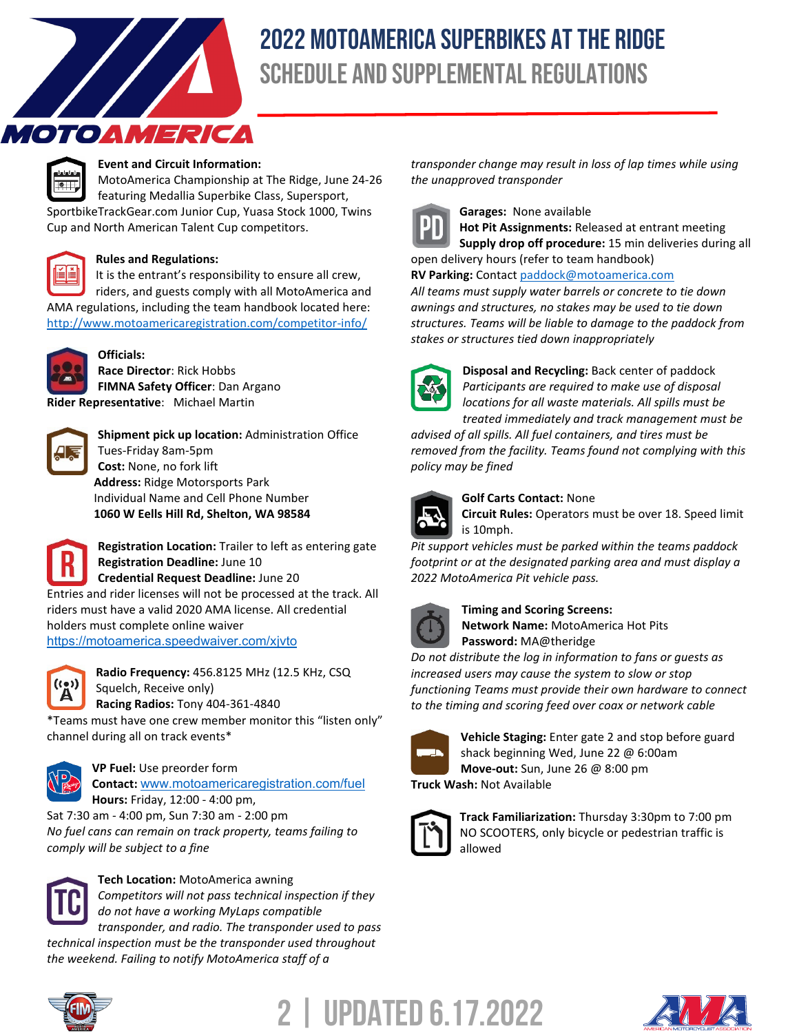# 2022 MOTOAMERICA SUPERBIKES AT THE RIDGE

## SCHEDULE AND SUPPLEMENTAL REGULATIONS

**Event and Circuit Information:**
MotoAmerica Championship at The Ridge, June 24-26 featuring Medallia Superbike Class, Supersport, SportbikeTrackGear.com Junior Cup, Yuasa Stock 1000, Twins Cup and North American Talent Cup competitors.

**Rules and Regulations:**
It is the entrant's responsibility to ensure all crew, riders, and guests comply with all MotoAmerica and AMA regulations, including the team handbook located here: http://www.motoamericaregistration.com/competitor-info/

**Officials:**
**Race Director**: Rick Hobbs
**FIMNA Safety Officer**: Dan Argano
**Rider Representative**: Michael Martin

**Shipment pick up location:** Administration Office
Tues-Friday 8am-5pm
**Cost:** None, no fork lift
**Address:** Ridge Motorsports Park
Individual Name and Cell Phone Number
**1060 W Eells Hill Rd, Shelton, WA 98584**

**Registration Location:** Trailer to left as entering gate
**Registration Deadline:** June 10
**Credential Request Deadline:** June 20
Entries and rider licenses will not be processed at the track. All riders must have a valid 2020 AMA license. All credential holders must complete online waiver https://motoamerica.speedwaiver.com/xjvto

**Radio Frequency:** 456.8125 MHz (12.5 KHz, CSQ Squelch, Receive only)
**Racing Radios:** Tony 404-361-4840
*Teams must have one crew member monitor this "listen only" channel during all on track events*

**VP Fuel:** Use preorder form
**Contact:** www.motoamericaregistration.com/fuel
**Hours:** Friday, 12:00 - 4:00 pm,
Sat 7:30 am - 4:00 pm, Sun 7:30 am - 2:00 pm
*No fuel cans can remain on track property, teams failing to comply will be subject to a fine*

**Tech Location:** MotoAmerica awning
*Competitors will not pass technical inspection if they do not have a working MyLaps compatible transponder, and radio. The transponder used to pass technical inspection must be the transponder used throughout the weekend. Failing to notify MotoAmerica staff of a transponder change may result in loss of lap times while using the unapproved transponder*

**Garages:** None available
**Hot Pit Assignments:** Released at entrant meeting
**Supply drop off procedure:** 15 min deliveries during all open delivery hours (refer to team handbook)
**RV Parking:** Contact paddock@motoamerica.com
*All teams must supply water barrels or concrete to tie down awnings and structures, no stakes may be used to tie down structures. Teams will be liable to damage to the paddock from stakes or structures tied down inappropriately*

**Disposal and Recycling:** Back center of paddock
*Participants are required to make use of disposal locations for all waste materials. All spills must be treated immediately and track management must be advised of all spills. All fuel containers, and tires must be removed from the facility. Teams found not complying with this policy may be fined*

**Golf Carts Contact:** None
**Circuit Rules:** Operators must be over 18. Speed limit is 10mph.
*Pit support vehicles must be parked within the teams paddock footprint or at the designated parking area and must display a 2022 MotoAmerica Pit vehicle pass.*

**Timing and Scoring Screens:**
**Network Name:** MotoAmerica Hot Pits
**Password:** MA@theridge
*Do not distribute the log in information to fans or guests as increased users may cause the system to slow or stop functioning Teams must provide their own hardware to connect to the timing and scoring feed over coax or network cable*

**Vehicle Staging:** Enter gate 2 and stop before guard shack beginning Wed, June 22 @ 6:00am
**Move-out:** Sun, June 26 @ 8:00 pm
**Truck Wash:** Not Available

**Track Familiarization:** Thursday 3:30pm to 7:00 pm
NO SCOOTERS, only bicycle or pedestrian traffic is allowed

UPDATED 6.17.2022